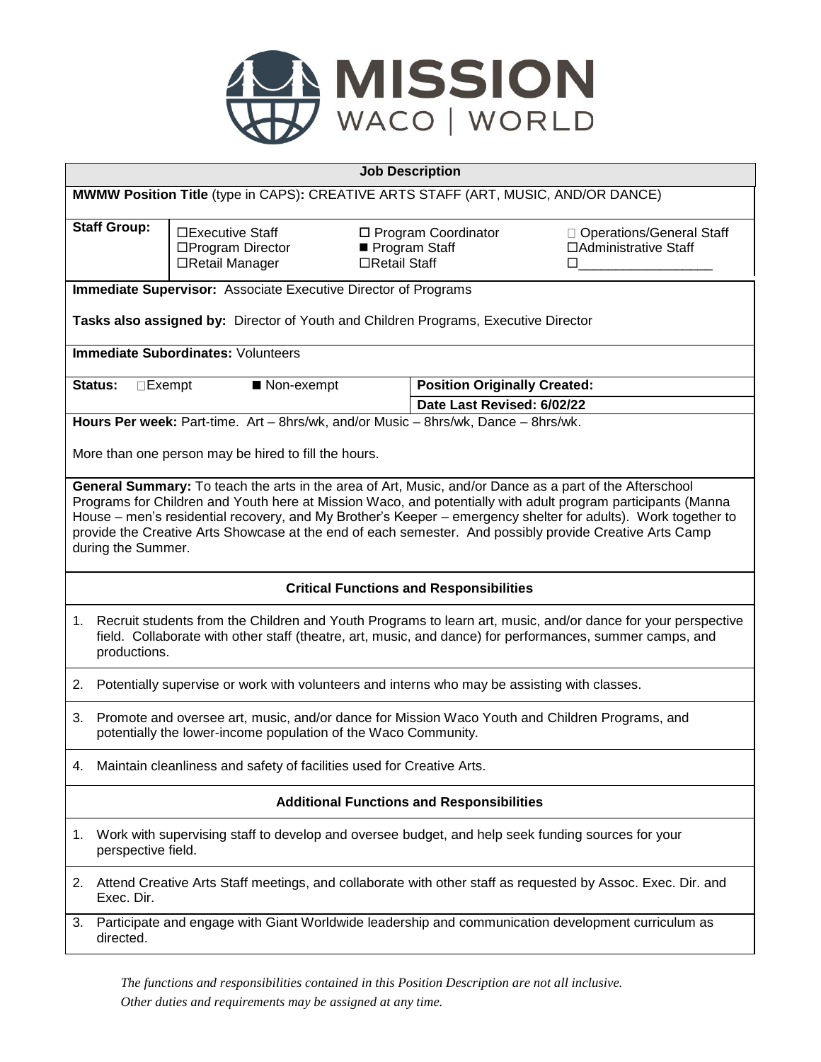# MISSION WACO | WORLD

## Job Description

**MWMW Position Title** (type in CAPS)**:** CREATIVE ARTS STAFF (ART, MUSIC, AND/OR DANCE)

| **Staff Group:** | ☐Executive Staff | ☐ Program Coordinator | ☐ Operations/General Staff |
|---|---|---|---|
| | ☐Program Director | ■ Program Staff | ☐Administrative Staff |
| | ☐Retail Manager | ☐Retail Staff | ☐__________________ |

**Immediate Supervisor:** Associate Executive Director of Programs

**Tasks also assigned by:** Director of Youth and Children Programs, Executive Director

**Immediate Subordinates:** Volunteers

| **Status:** ☐Exempt ■ Non-exempt | **Position Originally Created:** |
|---|---|
| | **Date Last Revised: 6/02/22** |

**Hours Per week:** Part-time. Art – 8hrs/wk, and/or Music – 8hrs/wk, Dance – 8hrs/wk.

More than one person may be hired to fill the hours.

**General Summary:** To teach the arts in the area of Art, Music, and/or Dance as a part of the Afterschool Programs for Children and Youth here at Mission Waco, and potentially with adult program participants (Manna House – men's residential recovery, and My Brother's Keeper – emergency shelter for adults). Work together to provide the Creative Arts Showcase at the end of each semester. And possibly provide Creative Arts Camp during the Summer.

### Critical Functions and Responsibilities

1. Recruit students from the Children and Youth Programs to learn art, music, and/or dance for your perspective field. Collaborate with other staff (theatre, art, music, and dance) for performances, summer camps, and productions.
2. Potentially supervise or work with volunteers and interns who may be assisting with classes.
3. Promote and oversee art, music, and/or dance for Mission Waco Youth and Children Programs, and potentially the lower-income population of the Waco Community.
4. Maintain cleanliness and safety of facilities used for Creative Arts.

### Additional Functions and Responsibilities

1. Work with supervising staff to develop and oversee budget, and help seek funding sources for your perspective field.
2. Attend Creative Arts Staff meetings, and collaborate with other staff as requested by Assoc. Exec. Dir. and Exec. Dir.
3. Participate and engage with Giant Worldwide leadership and communication development curriculum as directed.

*The functions and responsibilities contained in this Position Description are not all inclusive.*
*Other duties and requirements may be assigned at any time.*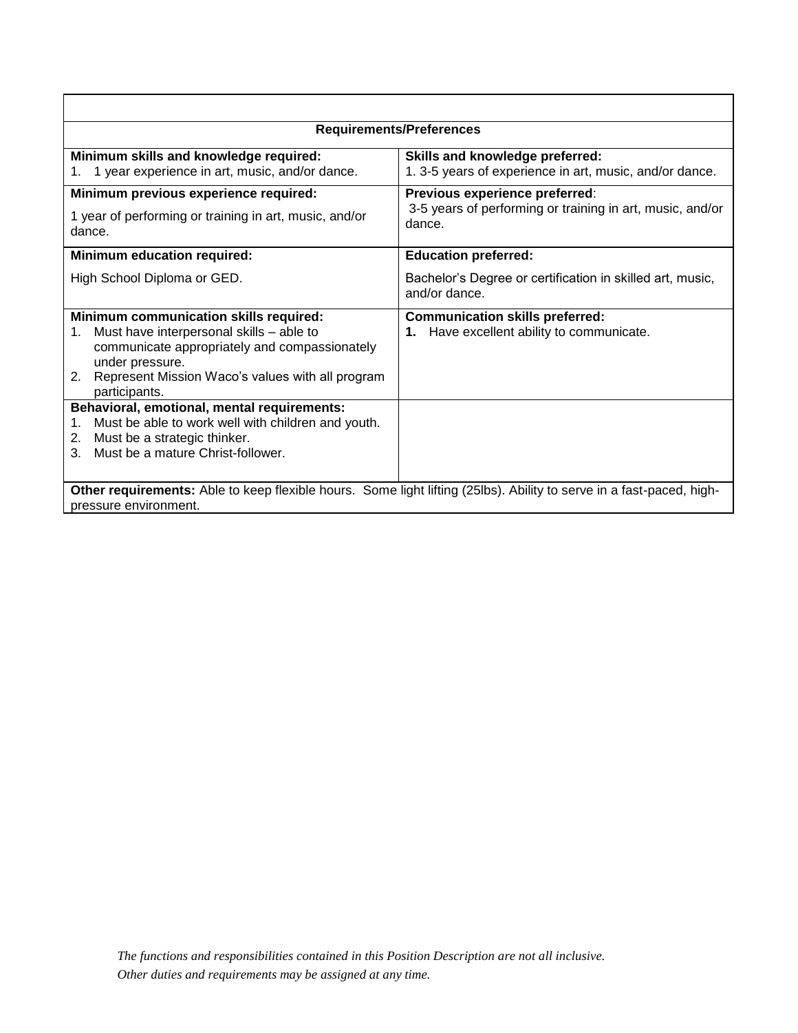| | |
|---|---|
| **Requirements/Preferences** | |
| **Minimum skills and knowledge required:**<br>1. 1 year experience in art, music, and/or dance. | **Skills and knowledge preferred:**<br>1. 3-5 years of experience in art, music, and/or dance. |
| **Minimum previous experience required:**<br>1 year of performing or training in art, music, and/or dance. | **Previous experience preferred**:<br>3-5 years of performing or training in art, music, and/or dance. |
| **Minimum education required:**<br>High School Diploma or GED. | **Education preferred:**<br>Bachelor's Degree or certification in skilled art, music, and/or dance. |
| **Minimum communication skills required:**<br>1. Must have interpersonal skills – able to communicate appropriately and compassionately under pressure.<br>2. Represent Mission Waco's values with all program participants. | **Communication skills preferred:**<br>**1.** Have excellent ability to communicate. |
| **Behavioral, emotional, mental requirements:**<br>1. Must be able to work well with children and youth.<br>2. Must be a strategic thinker.<br>3. Must be a mature Christ-follower. | |
| **Other requirements:** Able to keep flexible hours. Some light lifting (25lbs). Ability to serve in a fast-paced, high-pressure environment. | |

*The functions and responsibilities contained in this Position Description are not all inclusive. Other duties and requirements may be assigned at any time.*